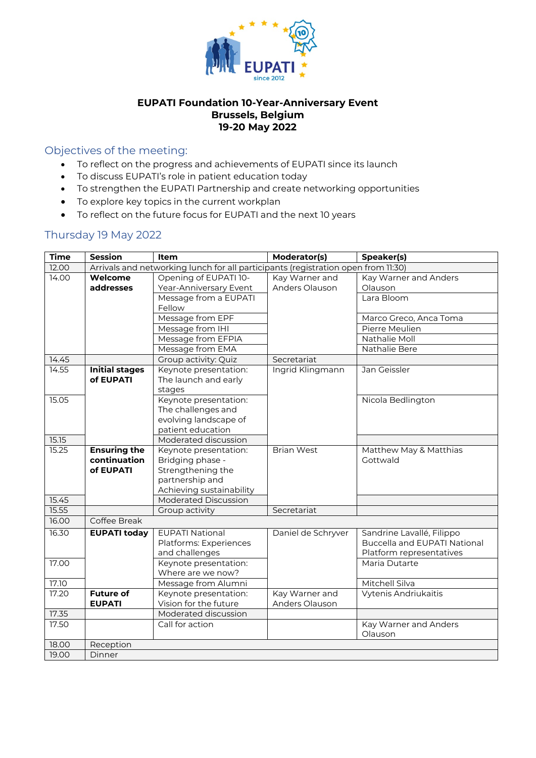**EUPATI Foundation 10-Year-Anniversary Event**
**Brussels, Belgium**
**19-20 May 2022**

## Objectives of the meeting:

- To reflect on the progress and achievements of EUPATI since its launch
- To discuss EUPATI's role in patient education today
- To strengthen the EUPATI Partnership and create networking opportunities
- To explore key topics in the current workplan
- To reflect on the future focus for EUPATI and the next 10 years

## Thursday 19 May 2022

| Time | Session | Item | Moderator(s) | Speaker(s) |
|---|---|---|---|---|
| 12.00 | Arrivals and networking lunch for all participants (registration open from 11:30) | | | |
| 14.00 | **Welcome addresses** | Opening of EUPATI 10-Year-Anniversary Event | Kay Warner and Anders Olauson | Kay Warner and Anders Olauson |
| | | Message from a EUPATI Fellow | | Lara Bloom |
| | | Message from EPF | | Marco Greco, Anca Toma |
| | | Message from IHI | | Pierre Meulien |
| | | Message from EFPIA | | Nathalie Moll |
| | | Message from EMA | | Nathalie Bere |
| 14.45 | | Group activity: Quiz | Secretariat | |
| 14.55 | **Initial stages of EUPATI** | Keynote presentation: The launch and early stages | Ingrid Klingmann | Jan Geissler |
| 15.05 | | Keynote presentation: The challenges and evolving landscape of patient education | | Nicola Bedlington |
| 15.15 | | Moderated discussion | | |
| 15.25 | **Ensuring the continuation of EUPATI** | Keynote presentation: Bridging phase - Strengthening the partnership and Achieving sustainability | Brian West | Matthew May & Matthias Gottwald |
| 15.45 | | Moderated Discussion | | |
| 15.55 | | Group activity | Secretariat | |
| 16.00 | Coffee Break | | | |
| 16.30 | **EUPATI today** | EUPATI National Platforms: Experiences and challenges | Daniel de Schryver | Sandrine Lavallé, Filippo Buccella and EUPATI National Platform representatives |
| 17.00 | | Keynote presentation: Where are we now? | | Maria Dutarte |
| 17.10 | | Message from Alumni | | Mitchell Silva |
| 17.20 | **Future of EUPATI** | Keynote presentation: Vision for the future | Kay Warner and Anders Olauson | Vytenis Andriukaitis |
| 17.35 | | Moderated discussion | | |
| 17.50 | | Call for action | | Kay Warner and Anders Olauson |
| 18.00 | Reception | | | |
| 19.00 | Dinner | | | |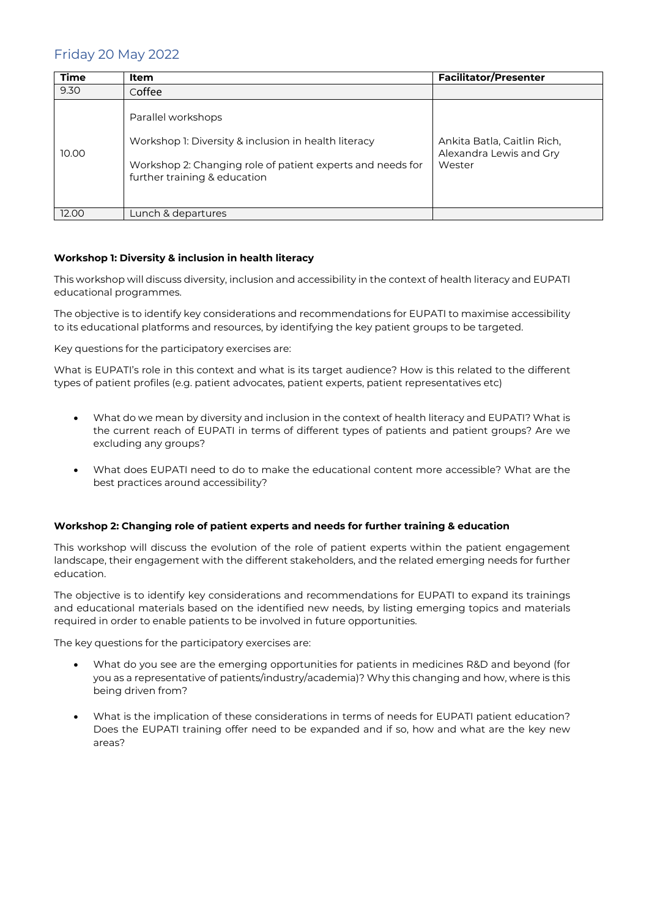## Friday 20 May 2022

| Time | Item | Facilitator/Presenter |
|---|---|---|
| 9.30 | Coffee | |
| 10.00 | Parallel workshops<br><br>Workshop 1: Diversity & inclusion in health literacy<br><br>Workshop 2: Changing role of patient experts and needs for further training & education | Ankita Batla, Caitlin Rich, Alexandra Lewis and Gry Wester |
| 12.00 | Lunch & departures | |

**Workshop 1: Diversity & inclusion in health literacy**

This workshop will discuss diversity, inclusion and accessibility in the context of health literacy and EUPATI educational programmes.

The objective is to identify key considerations and recommendations for EUPATI to maximise accessibility to its educational platforms and resources, by identifying the key patient groups to be targeted.

Key questions for the participatory exercises are:

What is EUPATI's role in this context and what is its target audience? How is this related to the different types of patient profiles (e.g. patient advocates, patient experts, patient representatives etc)

- What do we mean by diversity and inclusion in the context of health literacy and EUPATI? What is the current reach of EUPATI in terms of different types of patients and patient groups? Are we excluding any groups?
- What does EUPATI need to do to make the educational content more accessible? What are the best practices around accessibility?

**Workshop 2: Changing role of patient experts and needs for further training & education**

This workshop will discuss the evolution of the role of patient experts within the patient engagement landscape, their engagement with the different stakeholders, and the related emerging needs for further education.

The objective is to identify key considerations and recommendations for EUPATI to expand its trainings and educational materials based on the identified new needs, by listing emerging topics and materials required in order to enable patients to be involved in future opportunities.

The key questions for the participatory exercises are:

- What do you see are the emerging opportunities for patients in medicines R&D and beyond (for you as a representative of patients/industry/academia)? Why this changing and how, where is this being driven from?
- What is the implication of these considerations in terms of needs for EUPATI patient education? Does the EUPATI training offer need to be expanded and if so, how and what are the key new areas?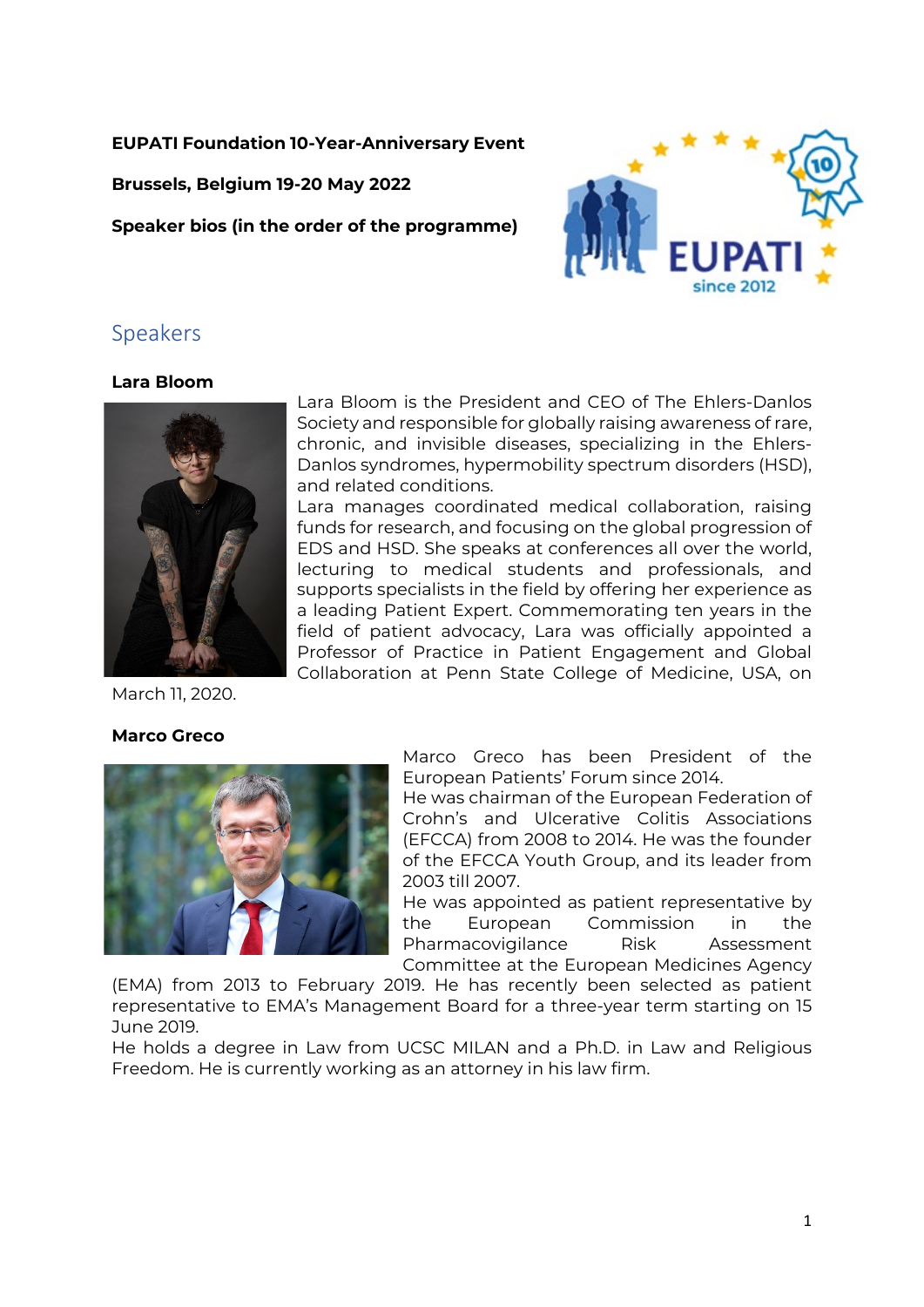**EUPATI Foundation 10-Year-Anniversary Event**

**Brussels, Belgium 19-20 May 2022**

**Speaker bios (in the order of the programme)**

## Speakers

### Lara Bloom

Lara Bloom is the President and CEO of The Ehlers-Danlos Society and responsible for globally raising awareness of rare, chronic, and invisible diseases, specializing in the Ehlers-Danlos syndromes, hypermobility spectrum disorders (HSD), and related conditions.

Lara manages coordinated medical collaboration, raising funds for research, and focusing on the global progression of EDS and HSD. She speaks at conferences all over the world, lecturing to medical students and professionals, and supports specialists in the field by offering her experience as a leading Patient Expert. Commemorating ten years in the field of patient advocacy, Lara was officially appointed a Professor of Practice in Patient Engagement and Global Collaboration at Penn State College of Medicine, USA, on March 11, 2020.

### Marco Greco

Marco Greco has been President of the European Patients' Forum since 2014.

He was chairman of the European Federation of Crohn's and Ulcerative Colitis Associations (EFCCA) from 2008 to 2014. He was the founder of the EFCCA Youth Group, and its leader from 2003 till 2007.

He was appointed as patient representative by the European Commission in the Pharmacovigilance Risk Assessment Committee at the European Medicines Agency (EMA) from 2013 to February 2019. He has recently been selected as patient representative to EMA's Management Board for a three-year term starting on 15 June 2019.

He holds a degree in Law from UCSC MILAN and a Ph.D. in Law and Religious Freedom. He is currently working as an attorney in his law firm.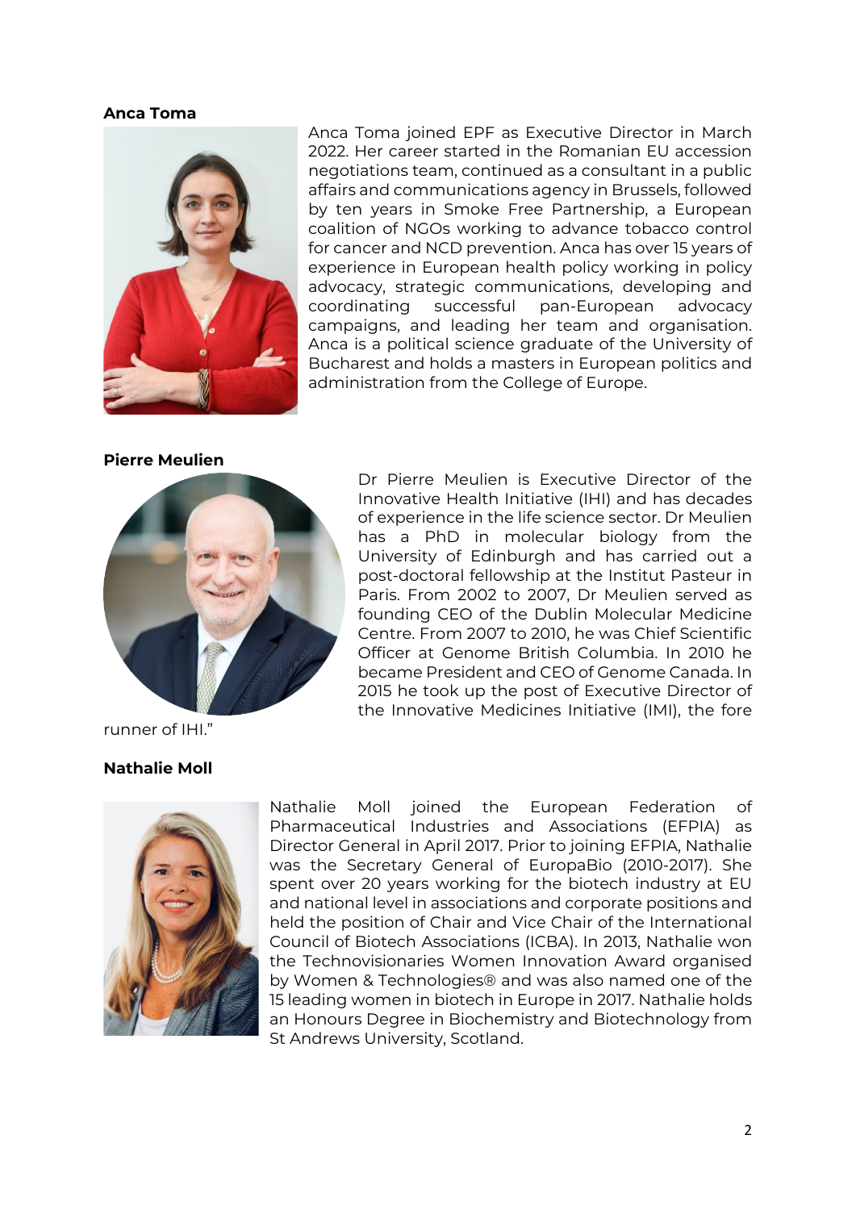**Anca Toma**

Anca Toma joined EPF as Executive Director in March 2022. Her career started in the Romanian EU accession negotiations team, continued as a consultant in a public affairs and communications agency in Brussels, followed by ten years in Smoke Free Partnership, a European coalition of NGOs working to advance tobacco control for cancer and NCD prevention. Anca has over 15 years of experience in European health policy working in policy advocacy, strategic communications, developing and coordinating successful pan-European advocacy campaigns, and leading her team and organisation. Anca is a political science graduate of the University of Bucharest and holds a masters in European politics and administration from the College of Europe.

**Pierre Meulien**

Dr Pierre Meulien is Executive Director of the Innovative Health Initiative (IHI) and has decades of experience in the life science sector. Dr Meulien has a PhD in molecular biology from the University of Edinburgh and has carried out a post-doctoral fellowship at the Institut Pasteur in Paris. From 2002 to 2007, Dr Meulien served as founding CEO of the Dublin Molecular Medicine Centre. From 2007 to 2010, he was Chief Scientific Officer at Genome British Columbia. In 2010 he became President and CEO of Genome Canada. In 2015 he took up the post of Executive Director of the Innovative Medicines Initiative (IMI), the fore runner of IHI."

**Nathalie Moll**

Nathalie Moll joined the European Federation of Pharmaceutical Industries and Associations (EFPIA) as Director General in April 2017. Prior to joining EFPIA, Nathalie was the Secretary General of EuropaBio (2010-2017). She spent over 20 years working for the biotech industry at EU and national level in associations and corporate positions and held the position of Chair and Vice Chair of the International Council of Biotech Associations (ICBA). In 2013, Nathalie won the Technovisionaries Women Innovation Award organised by Women & Technologies® and was also named one of the 15 leading women in biotech in Europe in 2017. Nathalie holds an Honours Degree in Biochemistry and Biotechnology from St Andrews University, Scotland.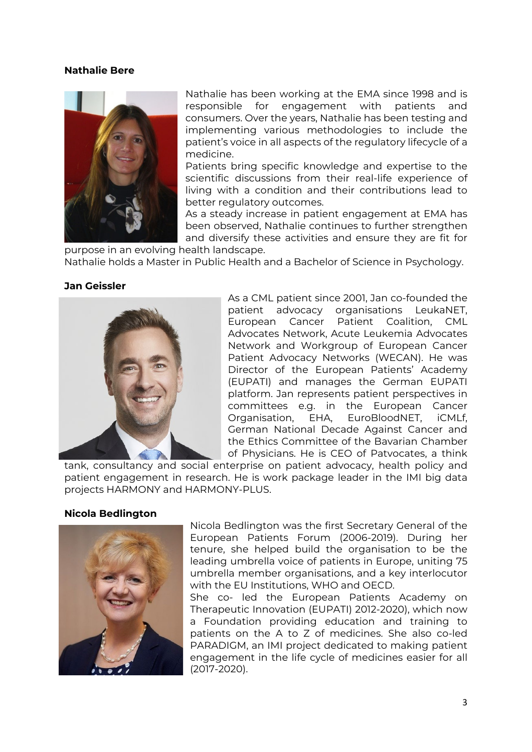**Nathalie Bere**

Nathalie has been working at the EMA since 1998 and is responsible for engagement with patients and consumers. Over the years, Nathalie has been testing and implementing various methodologies to include the patient's voice in all aspects of the regulatory lifecycle of a medicine.

Patients bring specific knowledge and expertise to the scientific discussions from their real-life experience of living with a condition and their contributions lead to better regulatory outcomes.

As a steady increase in patient engagement at EMA has been observed, Nathalie continues to further strengthen and diversify these activities and ensure they are fit for purpose in an evolving health landscape.

Nathalie holds a Master in Public Health and a Bachelor of Science in Psychology.

**Jan Geissler**

As a CML patient since 2001, Jan co-founded the patient advocacy organisations LeukaNET, European Cancer Patient Coalition, CML Advocates Network, Acute Leukemia Advocates Network and Workgroup of European Cancer Patient Advocacy Networks (WECAN). He was Director of the European Patients' Academy (EUPATI) and manages the German EUPATI platform. Jan represents patient perspectives in committees e.g. in the European Cancer Organisation, EHA, EuroBloodNET, iCMLf, German National Decade Against Cancer and the Ethics Committee of the Bavarian Chamber of Physicians. He is CEO of Patvocates, a think tank, consultancy and social enterprise on patient advocacy, health policy and patient engagement in research. He is work package leader in the IMI big data projects HARMONY and HARMONY-PLUS.

**Nicola Bedlington**

Nicola Bedlington was the first Secretary General of the European Patients Forum (2006-2019). During her tenure, she helped build the organisation to be the leading umbrella voice of patients in Europe, uniting 75 umbrella member organisations, and a key interlocutor with the EU Institutions, WHO and OECD.

She co- led the European Patients Academy on Therapeutic Innovation (EUPATI) 2012-2020), which now a Foundation providing education and training to patients on the A to Z of medicines. She also co-led PARADIGM, an IMI project dedicated to making patient engagement in the life cycle of medicines easier for all (2017-2020).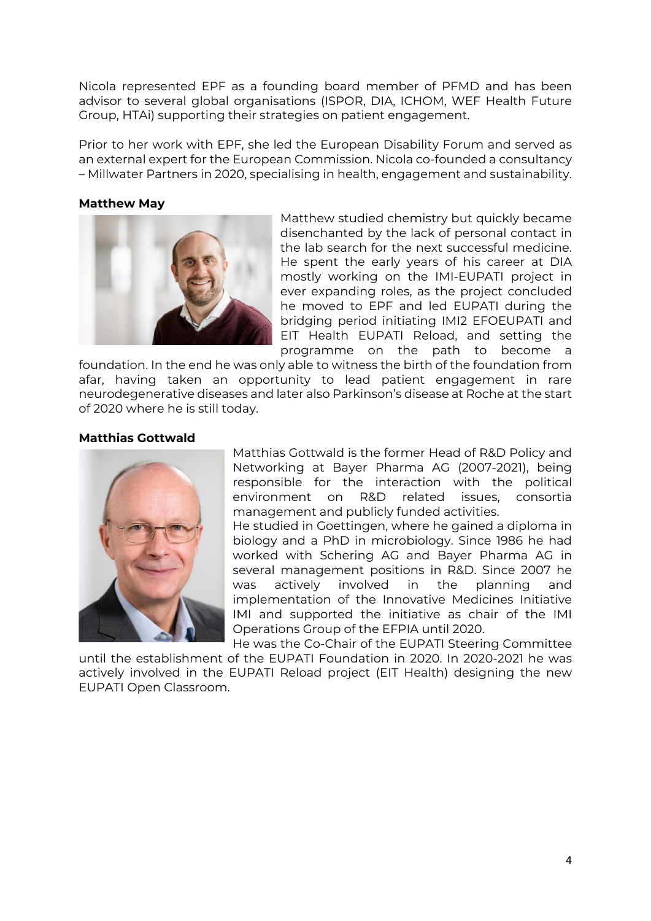Nicola represented EPF as a founding board member of PFMD and has been advisor to several global organisations (ISPOR, DIA, ICHOM, WEF Health Future Group, HTAi) supporting their strategies on patient engagement.

Prior to her work with EPF, she led the European Disability Forum and served as an external expert for the European Commission. Nicola co-founded a consultancy – Millwater Partners in 2020, specialising in health, engagement and sustainability.

**Matthew May**

Matthew studied chemistry but quickly became disenchanted by the lack of personal contact in the lab search for the next successful medicine. He spent the early years of his career at DIA mostly working on the IMI-EUPATI project in ever expanding roles, as the project concluded he moved to EPF and led EUPATI during the bridging period initiating IMI2 EFOEUPATI and EIT Health EUPATI Reload, and setting the programme on the path to become a foundation. In the end he was only able to witness the birth of the foundation from afar, having taken an opportunity to lead patient engagement in rare neurodegenerative diseases and later also Parkinson's disease at Roche at the start of 2020 where he is still today.

**Matthias Gottwald**

Matthias Gottwald is the former Head of R&D Policy and Networking at Bayer Pharma AG (2007-2021), being responsible for the interaction with the political environment on R&D related issues, consortia management and publicly funded activities.

He studied in Goettingen, where he gained a diploma in biology and a PhD in microbiology. Since 1986 he had worked with Schering AG and Bayer Pharma AG in several management positions in R&D. Since 2007 he was actively involved in the planning and implementation of the Innovative Medicines Initiative IMI and supported the initiative as chair of the IMI Operations Group of the EFPIA until 2020.

He was the Co-Chair of the EUPATI Steering Committee until the establishment of the EUPATI Foundation in 2020. In 2020-2021 he was actively involved in the EUPATI Reload project (EIT Health) designing the new EUPATI Open Classroom.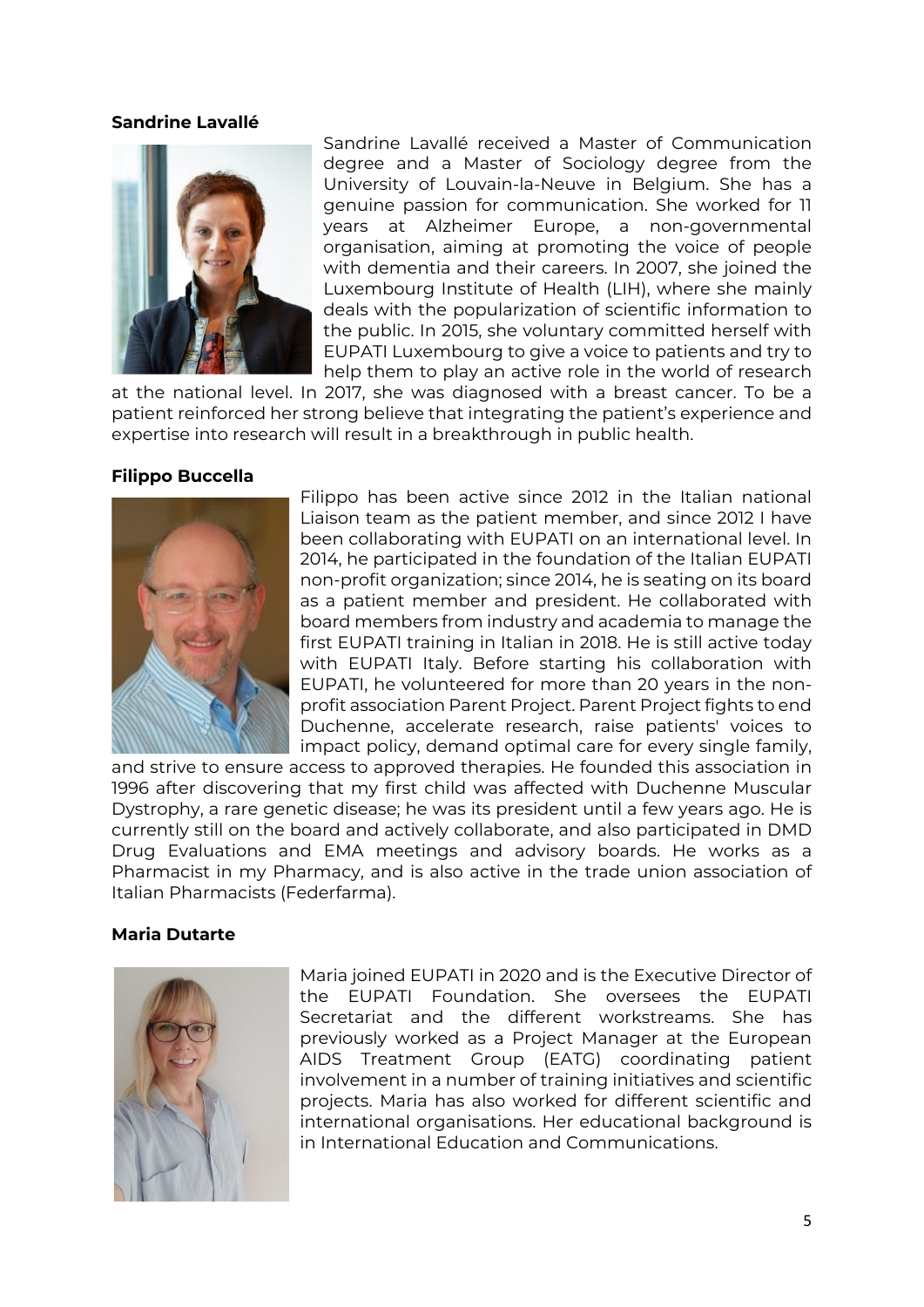**Sandrine Lavallé**

Sandrine Lavallé received a Master of Communication degree and a Master of Sociology degree from the University of Louvain-la-Neuve in Belgium. She has a genuine passion for communication. She worked for 11 years at Alzheimer Europe, a non-governmental organisation, aiming at promoting the voice of people with dementia and their careers. In 2007, she joined the Luxembourg Institute of Health (LIH), where she mainly deals with the popularization of scientific information to the public. In 2015, she voluntary committed herself with EUPATI Luxembourg to give a voice to patients and try to help them to play an active role in the world of research at the national level. In 2017, she was diagnosed with a breast cancer. To be a patient reinforced her strong believe that integrating the patient's experience and expertise into research will result in a breakthrough in public health.

**Filippo Buccella**

Filippo has been active since 2012 in the Italian national Liaison team as the patient member, and since 2012 I have been collaborating with EUPATI on an international level. In 2014, he participated in the foundation of the Italian EUPATI non-profit organization; since 2014, he is seating on its board as a patient member and president. He collaborated with board members from industry and academia to manage the first EUPATI training in Italian in 2018. He is still active today with EUPATI Italy. Before starting his collaboration with EUPATI, he volunteered for more than 20 years in the non-profit association Parent Project. Parent Project fights to end Duchenne, accelerate research, raise patients' voices to impact policy, demand optimal care for every single family, and strive to ensure access to approved therapies. He founded this association in 1996 after discovering that my first child was affected with Duchenne Muscular Dystrophy, a rare genetic disease; he was its president until a few years ago. He is currently still on the board and actively collaborate, and also participated in DMD Drug Evaluations and EMA meetings and advisory boards. He works as a Pharmacist in my Pharmacy, and is also active in the trade union association of Italian Pharmacists (Federfarma).

**Maria Dutarte**

Maria joined EUPATI in 2020 and is the Executive Director of the EUPATI Foundation. She oversees the EUPATI Secretariat and the different workstreams. She has previously worked as a Project Manager at the European AIDS Treatment Group (EATG) coordinating patient involvement in a number of training initiatives and scientific projects. Maria has also worked for different scientific and international organisations. Her educational background is in International Education and Communications.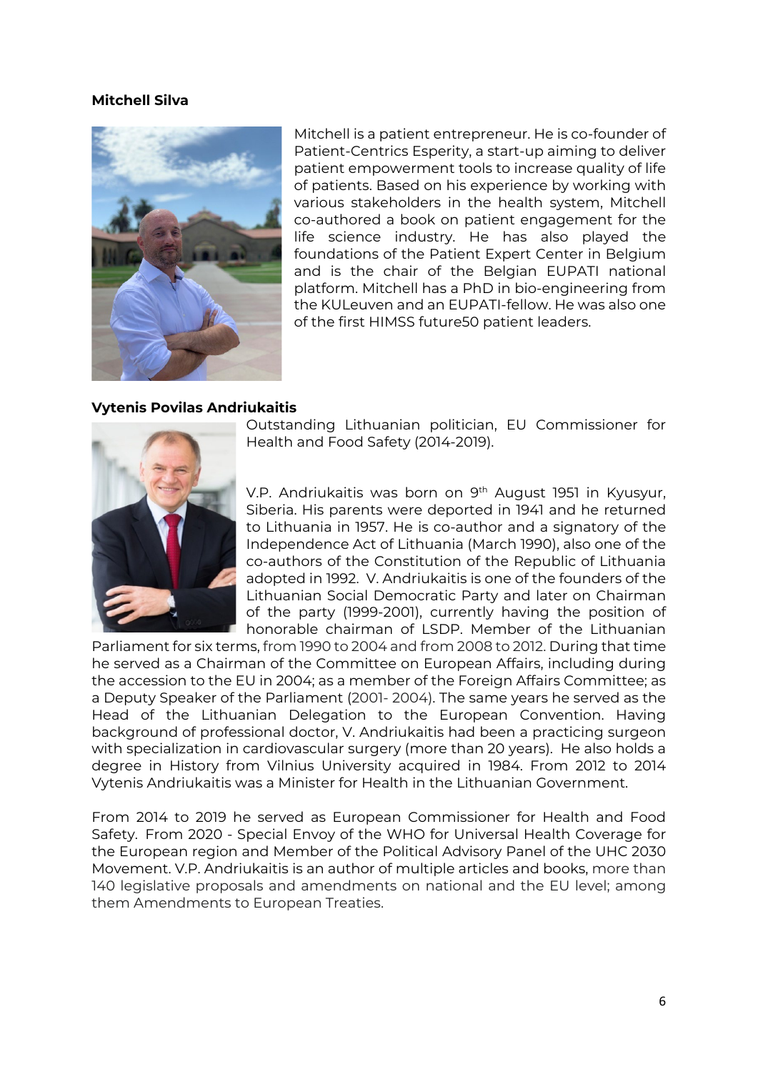**Mitchell Silva**

Mitchell is a patient entrepreneur. He is co-founder of Patient-Centrics Esperity, a start-up aiming to deliver patient empowerment tools to increase quality of life of patients. Based on his experience by working with various stakeholders in the health system, Mitchell co-authored a book on patient engagement for the life science industry. He has also played the foundations of the Patient Expert Center in Belgium and is the chair of the Belgian EUPATI national platform. Mitchell has a PhD in bio-engineering from the KULeuven and an EUPATI-fellow. He was also one of the first HIMSS future50 patient leaders.

**Vytenis Povilas Andriukaitis**

Outstanding Lithuanian politician, EU Commissioner for Health and Food Safety (2014-2019).

V.P. Andriukaitis was born on 9th August 1951 in Kyusyur, Siberia. His parents were deported in 1941 and he returned to Lithuania in 1957. He is co-author and a signatory of the Independence Act of Lithuania (March 1990), also one of the co-authors of the Constitution of the Republic of Lithuania adopted in 1992. V. Andriukaitis is one of the founders of the Lithuanian Social Democratic Party and later on Chairman of the party (1999-2001), currently having the position of honorable chairman of LSDP. Member of the Lithuanian Parliament for six terms, from 1990 to 2004 and from 2008 to 2012. During that time he served as a Chairman of the Committee on European Affairs, including during the accession to the EU in 2004; as a member of the Foreign Affairs Committee; as a Deputy Speaker of the Parliament (2001- 2004). The same years he served as the Head of the Lithuanian Delegation to the European Convention. Having background of professional doctor, V. Andriukaitis had been a practicing surgeon with specialization in cardiovascular surgery (more than 20 years). He also holds a degree in History from Vilnius University acquired in 1984. From 2012 to 2014 Vytenis Andriukaitis was a Minister for Health in the Lithuanian Government.

From 2014 to 2019 he served as European Commissioner for Health and Food Safety. From 2020 - Special Envoy of the WHO for Universal Health Coverage for the European region and Member of the Political Advisory Panel of the UHC 2030 Movement. V.P. Andriukaitis is an author of multiple articles and books, more than 140 legislative proposals and amendments on national and the EU level; among them Amendments to European Treaties.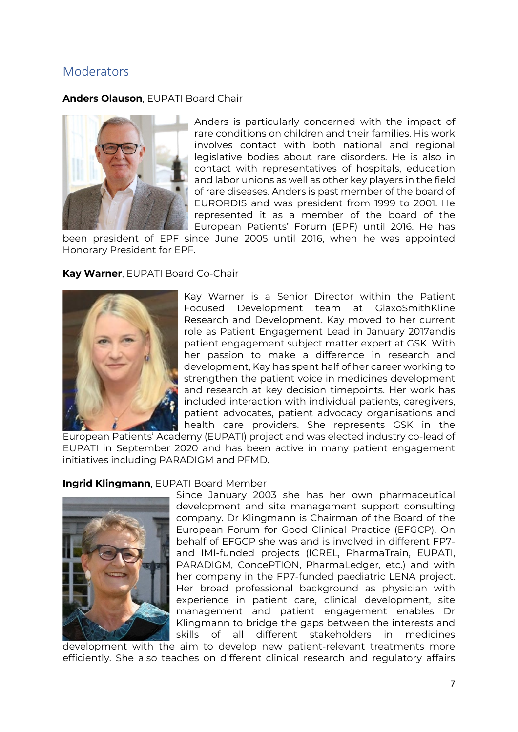## Moderators

**Anders Olauson**, EUPATI Board Chair

Anders is particularly concerned with the impact of rare conditions on children and their families. His work involves contact with both national and regional legislative bodies about rare disorders. He is also in contact with representatives of hospitals, education and labor unions as well as other key players in the field of rare diseases. Anders is past member of the board of EURORDIS and was president from 1999 to 2001. He represented it as a member of the board of the European Patients' Forum (EPF) until 2016. He has been president of EPF since June 2005 until 2016, when he was appointed Honorary President for EPF.

**Kay Warner**, EUPATI Board Co-Chair

Kay Warner is a Senior Director within the Patient Focused Development team at GlaxoSmithKline Research and Development. Kay moved to her current role as Patient Engagement Lead in January 2017andis patient engagement subject matter expert at GSK. With her passion to make a difference in research and development, Kay has spent half of her career working to strengthen the patient voice in medicines development and research at key decision timepoints. Her work has included interaction with individual patients, caregivers, patient advocates, patient advocacy organisations and health care providers. She represents GSK in the European Patients' Academy (EUPATI) project and was elected industry co-lead of EUPATI in September 2020 and has been active in many patient engagement initiatives including PARADIGM and PFMD.

**Ingrid Klingmann**, EUPATI Board Member

Since January 2003 she has her own pharmaceutical development and site management support consulting company. Dr Klingmann is Chairman of the Board of the European Forum for Good Clinical Practice (EFGCP). On behalf of EFGCP she was and is involved in different FP7- and IMI-funded projects (ICREL, PharmaTrain, EUPATI, PARADIGM, ConcePTION, PharmaLedger, etc.) and with her company in the FP7-funded paediatric LENA project. Her broad professional background as physician with experience in patient care, clinical development, site management and patient engagement enables Dr Klingmann to bridge the gaps between the interests and skills of all different stakeholders in medicines development with the aim to develop new patient-relevant treatments more efficiently. She also teaches on different clinical research and regulatory affairs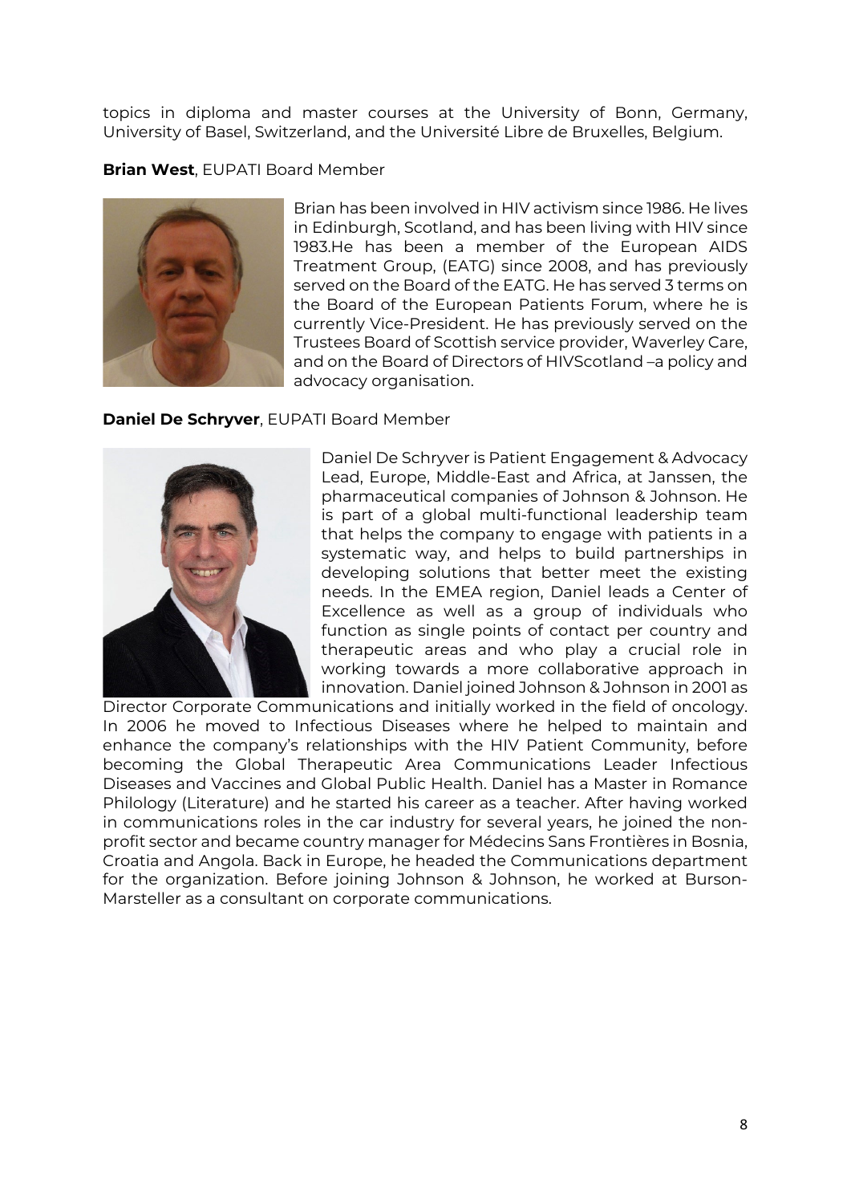topics in diploma and master courses at the University of Bonn, Germany, University of Basel, Switzerland, and the Université Libre de Bruxelles, Belgium.

**Brian West**, EUPATI Board Member

Brian has been involved in HIV activism since 1986. He lives in Edinburgh, Scotland, and has been living with HIV since 1983.He has been a member of the European AIDS Treatment Group, (EATG) since 2008, and has previously served on the Board of the EATG. He has served 3 terms on the Board of the European Patients Forum, where he is currently Vice-President. He has previously served on the Trustees Board of Scottish service provider, Waverley Care, and on the Board of Directors of HIVScotland –a policy and advocacy organisation.

**Daniel De Schryver**, EUPATI Board Member

Daniel De Schryver is Patient Engagement & Advocacy Lead, Europe, Middle-East and Africa, at Janssen, the pharmaceutical companies of Johnson & Johnson. He is part of a global multi-functional leadership team that helps the company to engage with patients in a systematic way, and helps to build partnerships in developing solutions that better meet the existing needs. In the EMEA region, Daniel leads a Center of Excellence as well as a group of individuals who function as single points of contact per country and therapeutic areas and who play a crucial role in working towards a more collaborative approach in innovation. Daniel joined Johnson & Johnson in 2001 as Director Corporate Communications and initially worked in the field of oncology. In 2006 he moved to Infectious Diseases where he helped to maintain and enhance the company's relationships with the HIV Patient Community, before becoming the Global Therapeutic Area Communications Leader Infectious Diseases and Vaccines and Global Public Health. Daniel has a Master in Romance Philology (Literature) and he started his career as a teacher. After having worked in communications roles in the car industry for several years, he joined the non-profit sector and became country manager for Médecins Sans Frontières in Bosnia, Croatia and Angola. Back in Europe, he headed the Communications department for the organization. Before joining Johnson & Johnson, he worked at Burson-Marsteller as a consultant on corporate communications.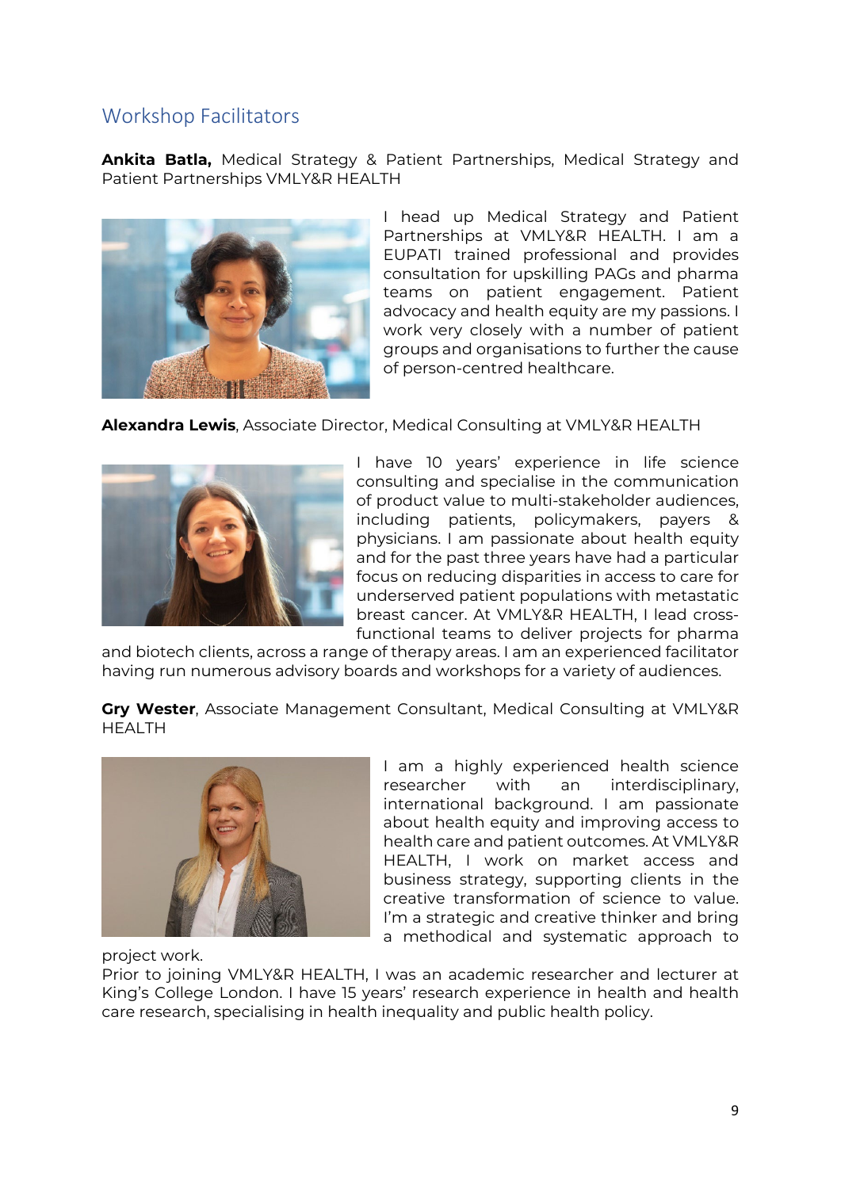## Workshop Facilitators

**Ankita Batla,** Medical Strategy & Patient Partnerships, Medical Strategy and Patient Partnerships VMLY&R HEALTH

I head up Medical Strategy and Patient Partnerships at VMLY&R HEALTH. I am a EUPATI trained professional and provides consultation for upskilling PAGs and pharma teams on patient engagement. Patient advocacy and health equity are my passions. I work very closely with a number of patient groups and organisations to further the cause of person-centred healthcare.

**Alexandra Lewis**, Associate Director, Medical Consulting at VMLY&R HEALTH

I have 10 years' experience in life science consulting and specialise in the communication of product value to multi-stakeholder audiences, including patients, policymakers, payers & physicians. I am passionate about health equity and for the past three years have had a particular focus on reducing disparities in access to care for underserved patient populations with metastatic breast cancer. At VMLY&R HEALTH, I lead cross-functional teams to deliver projects for pharma and biotech clients, across a range of therapy areas. I am an experienced facilitator having run numerous advisory boards and workshops for a variety of audiences.

**Gry Wester**, Associate Management Consultant, Medical Consulting at VMLY&R HEALTH

I am a highly experienced health science researcher with an interdisciplinary, international background. I am passionate about health equity and improving access to health care and patient outcomes. At VMLY&R HEALTH, I work on market access and business strategy, supporting clients in the creative transformation of science to value. I'm a strategic and creative thinker and bring a methodical and systematic approach to project work.

Prior to joining VMLY&R HEALTH, I was an academic researcher and lecturer at King's College London. I have 15 years' research experience in health and health care research, specialising in health inequality and public health policy.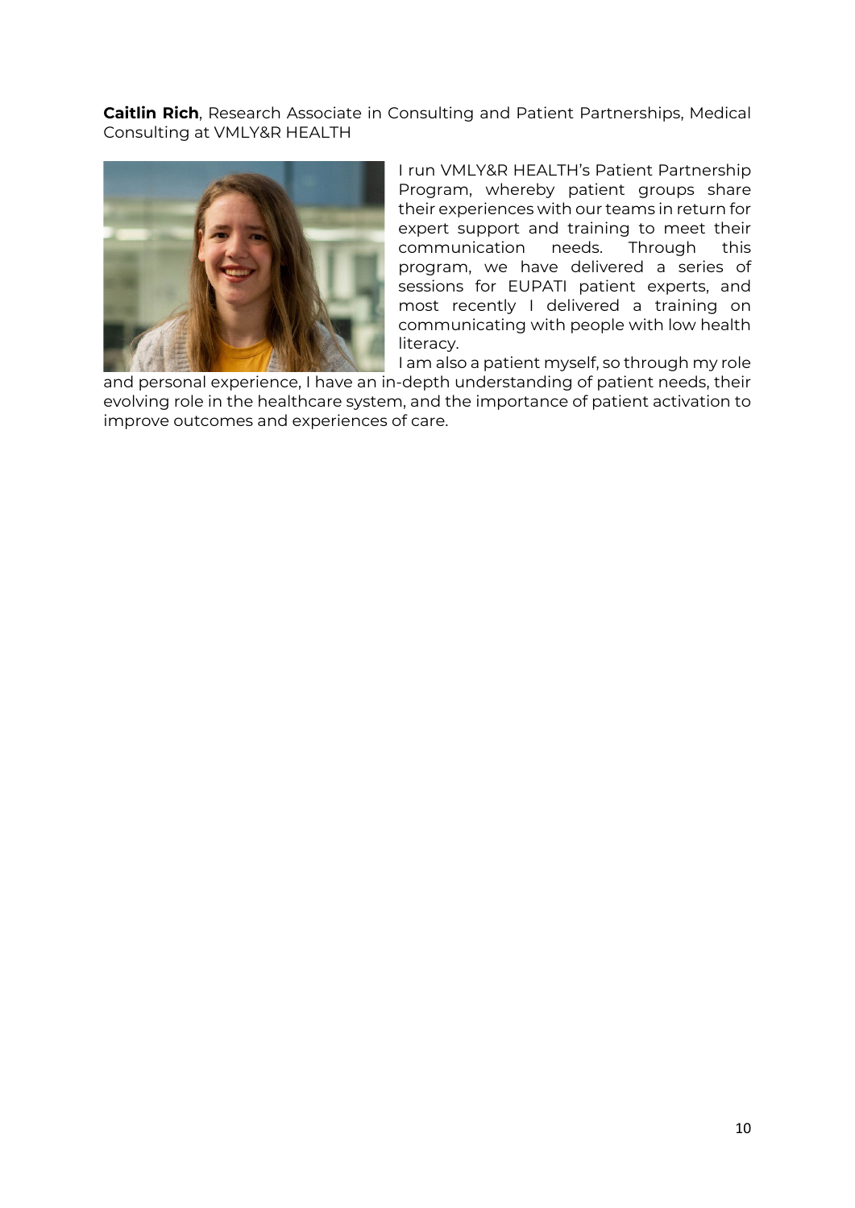**Caitlin Rich**, Research Associate in Consulting and Patient Partnerships, Medical Consulting at VMLY&R HEALTH

I run VMLY&R HEALTH's Patient Partnership Program, whereby patient groups share their experiences with our teams in return for expert support and training to meet their communication needs. Through this program, we have delivered a series of sessions for EUPATI patient experts, and most recently I delivered a training on communicating with people with low health literacy.

I am also a patient myself, so through my role and personal experience, I have an in-depth understanding of patient needs, their evolving role in the healthcare system, and the importance of patient activation to improve outcomes and experiences of care.